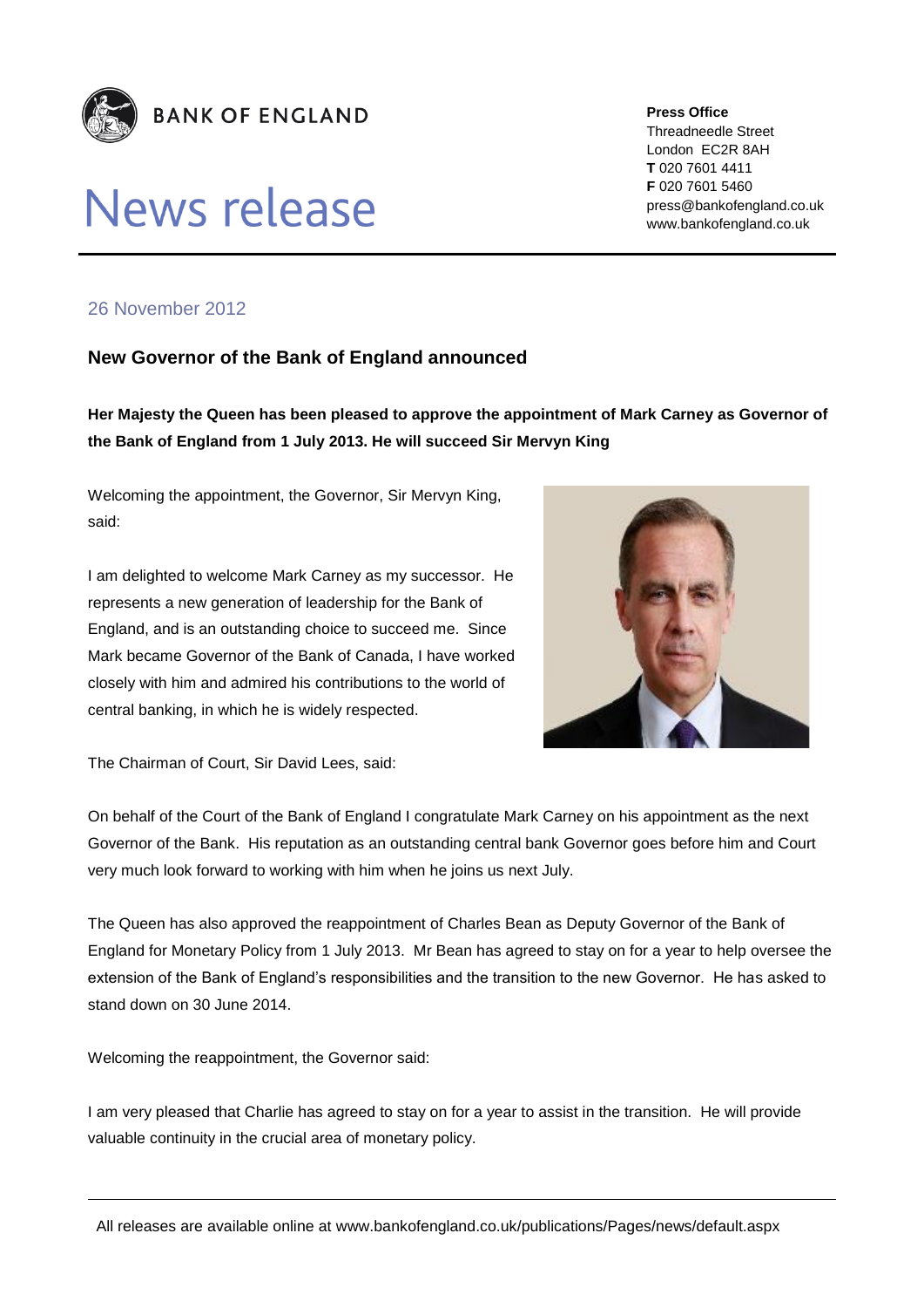**BANK OF ENGLAND**

# News release

**Press Office**
Threadneedle Street
London EC2R 8AH
**T** 020 7601 4411
**F** 020 7601 5460
press@bankofengland.co.uk
www.bankofengland.co.uk

26 November 2012

## New Governor of the Bank of England announced

**Her Majesty the Queen has been pleased to approve the appointment of Mark Carney as Governor of the Bank of England from 1 July 2013. He will succeed Sir Mervyn King**

Welcoming the appointment, the Governor, Sir Mervyn King, said:

I am delighted to welcome Mark Carney as my successor. He represents a new generation of leadership for the Bank of England, and is an outstanding choice to succeed me. Since Mark became Governor of the Bank of Canada, I have worked closely with him and admired his contributions to the world of central banking, in which he is widely respected.

The Chairman of Court, Sir David Lees, said:

On behalf of the Court of the Bank of England I congratulate Mark Carney on his appointment as the next Governor of the Bank. His reputation as an outstanding central bank Governor goes before him and Court very much look forward to working with him when he joins us next July.

The Queen has also approved the reappointment of Charles Bean as Deputy Governor of the Bank of England for Monetary Policy from 1 July 2013. Mr Bean has agreed to stay on for a year to help oversee the extension of the Bank of England's responsibilities and the transition to the new Governor. He has asked to stand down on 30 June 2014.

Welcoming the reappointment, the Governor said:

I am very pleased that Charlie has agreed to stay on for a year to assist in the transition. He will provide valuable continuity in the crucial area of monetary policy.

All releases are available online at www.bankofengland.co.uk/publications/Pages/news/default.aspx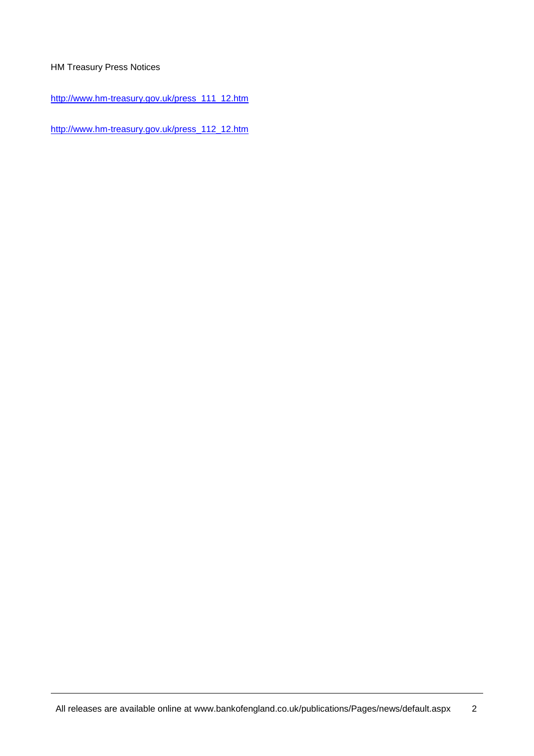HM Treasury Press Notices

http://www.hm-treasury.gov.uk/press_111_12.htm

http://www.hm-treasury.gov.uk/press_112_12.htm